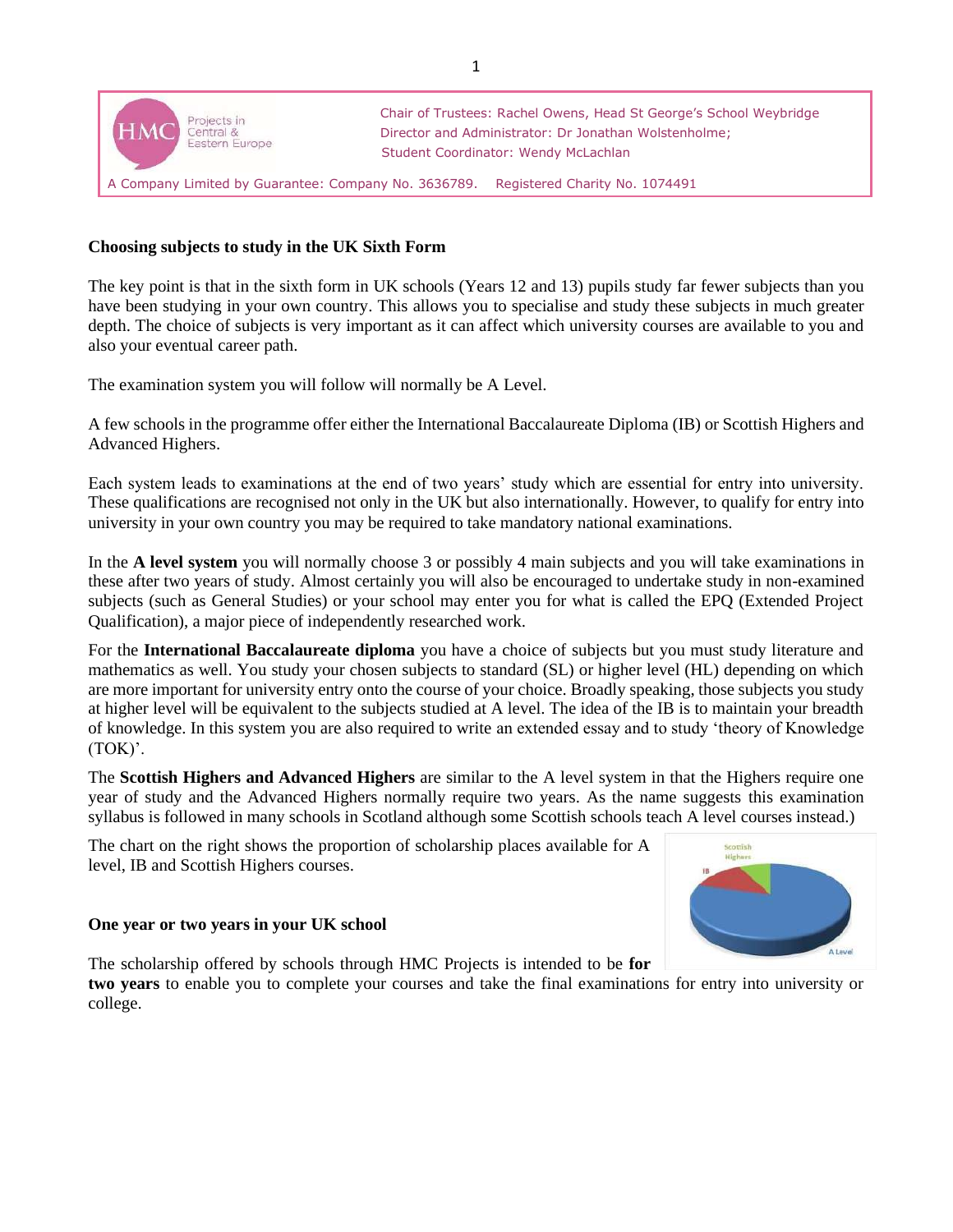Chair of Trustees: Rachel Owens, Head St George's School Weybridge
Director and Administrator: Dr Jonathan Wolstenholme;
Student Coordinator: Wendy McLachlan

HMC Projects in Central & Eastern Europe

A Company Limited by Guarantee: Company No. 3636789. Registered Charity No. 1074491

## Choosing subjects to study in the UK Sixth Form

The key point is that in the sixth form in UK schools (Years 12 and 13) pupils study far fewer subjects than you have been studying in your own country. This allows you to specialise and study these subjects in much greater depth. The choice of subjects is very important as it can affect which university courses are available to you and also your eventual career path.

The examination system you will follow will normally be A Level.

A few schools in the programme offer either the International Baccalaureate Diploma (IB) or Scottish Highers and Advanced Highers.

Each system leads to examinations at the end of two years' study which are essential for entry into university. These qualifications are recognised not only in the UK but also internationally. However, to qualify for entry into university in your own country you may be required to take mandatory national examinations.

In the **A level system** you will normally choose 3 or possibly 4 main subjects and you will take examinations in these after two years of study. Almost certainly you will also be encouraged to undertake study in non-examined subjects (such as General Studies) or your school may enter you for what is called the EPQ (Extended Project Qualification), a major piece of independently researched work.

For the **International Baccalaureate diploma** you have a choice of subjects but you must study literature and mathematics as well. You study your chosen subjects to standard (SL) or higher level (HL) depending on which are more important for university entry onto the course of your choice. Broadly speaking, those subjects you study at higher level will be equivalent to the subjects studied at A level. The idea of the IB is to maintain your breadth of knowledge. In this system you are also required to write an extended essay and to study 'theory of Knowledge (TOK)'.

The **Scottish Highers and Advanced Highers** are similar to the A level system in that the Highers require one year of study and the Advanced Highers normally require two years. As the name suggests this examination syllabus is followed in many schools in Scotland although some Scottish schools teach A level courses instead.)

The chart on the right shows the proportion of scholarship places available for A level, IB and Scottish Highers courses.

## One year or two years in your UK school

The scholarship offered by schools through HMC Projects is intended to be **for two years** to enable you to complete your courses and take the final examinations for entry into university or college.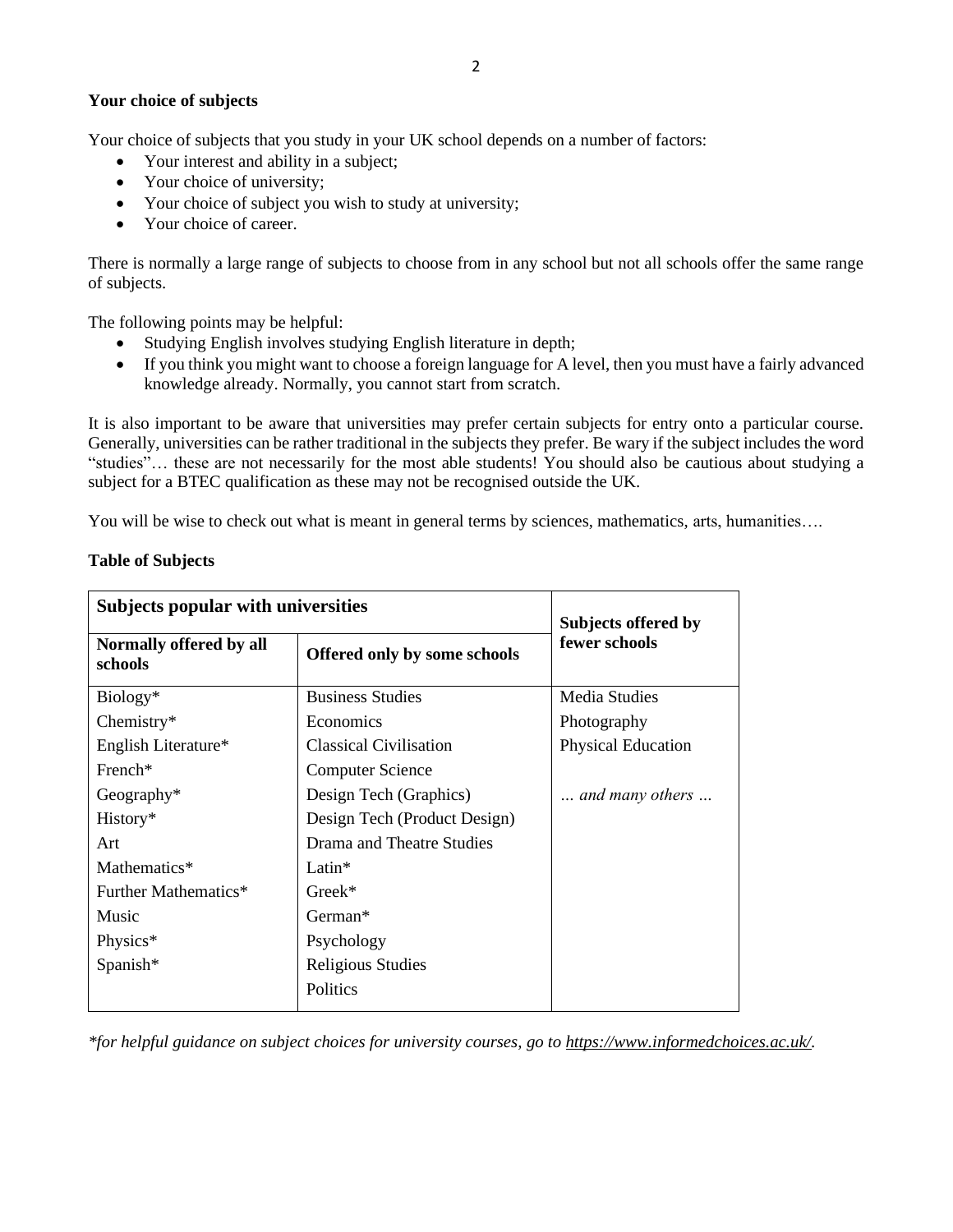**Your choice of subjects**

Your choice of subjects that you study in your UK school depends on a number of factors:

- Your interest and ability in a subject;
- Your choice of university;
- Your choice of subject you wish to study at university;
- Your choice of career.

There is normally a large range of subjects to choose from in any school but not all schools offer the same range of subjects.

The following points may be helpful:

- Studying English involves studying English literature in depth;
- If you think you might want to choose a foreign language for A level, then you must have a fairly advanced knowledge already. Normally, you cannot start from scratch.

It is also important to be aware that universities may prefer certain subjects for entry onto a particular course. Generally, universities can be rather traditional in the subjects they prefer. Be wary if the subject includes the word "studies"… these are not necessarily for the most able students! You should also be cautious about studying a subject for a BTEC qualification as these may not be recognised outside the UK.

You will be wise to check out what is meant in general terms by sciences, mathematics, arts, humanities….

**Table of Subjects**

| **Subjects popular with universities** | | **Subjects offered by fewer schools** |
|---|---|---|
| **Normally offered by all schools** | **Offered only by some schools** | |
| Biology* | Business Studies | Media Studies |
| Chemistry* | Economics | Photography |
| English Literature* | Classical Civilisation | Physical Education |
| French* | Computer Science | |
| Geography* | Design Tech (Graphics) | *… and many others …* |
| History* | Design Tech (Product Design) | |
| Art | Drama and Theatre Studies | |
| Mathematics* | Latin* | |
| Further Mathematics* | Greek* | |
| Music | German* | |
| Physics* | Psychology | |
| Spanish* | Religious Studies | |
| | Politics | |

*\*for helpful guidance on subject choices for university courses, go to https://www.informedchoices.ac.uk/.*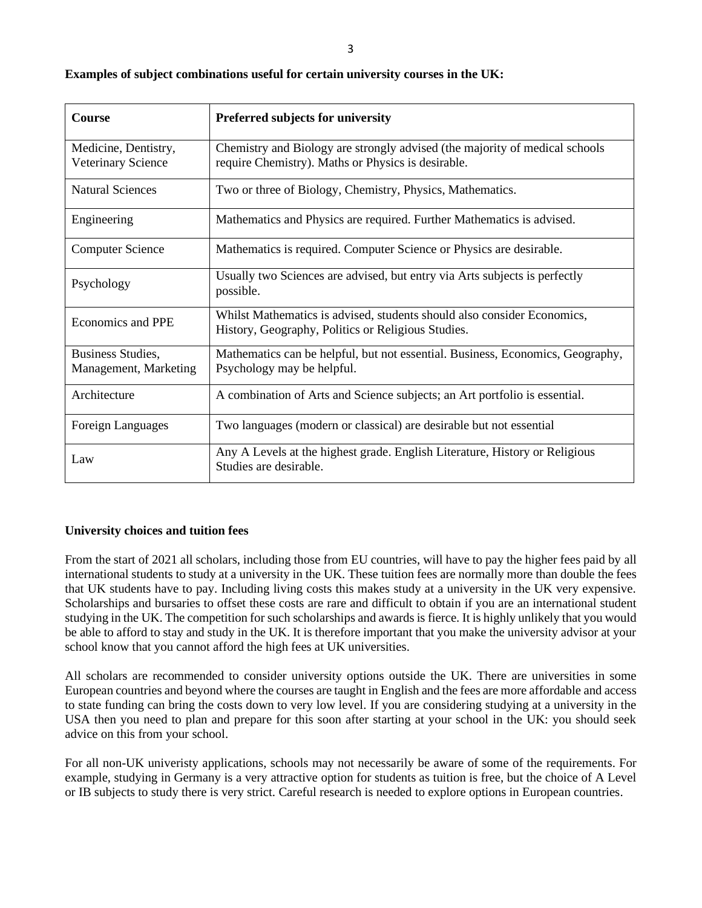**Examples of subject combinations useful for certain university courses in the UK:**

| Course | Preferred subjects for university |
| --- | --- |
| Medicine, Dentistry, Veterinary Science | Chemistry and Biology are strongly advised (the majority of medical schools require Chemistry). Maths or Physics is desirable. |
| Natural Sciences | Two or three of Biology, Chemistry, Physics, Mathematics. |
| Engineering | Mathematics and Physics are required. Further Mathematics is advised. |
| Computer Science | Mathematics is required. Computer Science or Physics are desirable. |
| Psychology | Usually two Sciences are advised, but entry via Arts subjects is perfectly possible. |
| Economics and PPE | Whilst Mathematics is advised, students should also consider Economics, History, Geography, Politics or Religious Studies. |
| Business Studies, Management, Marketing | Mathematics can be helpful, but not essential. Business, Economics, Geography, Psychology may be helpful. |
| Architecture | A combination of Arts and Science subjects; an Art portfolio is essential. |
| Foreign Languages | Two languages (modern or classical) are desirable but not essential |
| Law | Any A Levels at the highest grade. English Literature, History or Religious Studies are desirable. |

**University choices and tuition fees**

From the start of 2021 all scholars, including those from EU countries, will have to pay the higher fees paid by all international students to study at a university in the UK. These tuition fees are normally more than double the fees that UK students have to pay. Including living costs this makes study at a university in the UK very expensive. Scholarships and bursaries to offset these costs are rare and difficult to obtain if you are an international student studying in the UK. The competition for such scholarships and awards is fierce. It is highly unlikely that you would be able to afford to stay and study in the UK. It is therefore important that you make the university advisor at your school know that you cannot afford the high fees at UK universities.

All scholars are recommended to consider university options outside the UK. There are universities in some European countries and beyond where the courses are taught in English and the fees are more affordable and access to state funding can bring the costs down to very low level. If you are considering studying at a university in the USA then you need to plan and prepare for this soon after starting at your school in the UK: you should seek advice on this from your school.

For all non-UK univeristy applications, schools may not necessarily be aware of some of the requirements. For example, studying in Germany is a very attractive option for students as tuition is free, but the choice of A Level or IB subjects to study there is very strict. Careful research is needed to explore options in European countries.